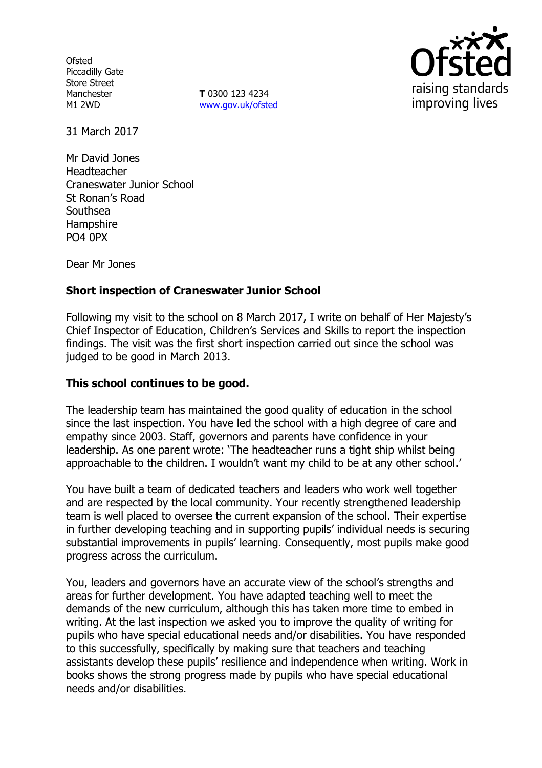Ofsted
Piccadilly Gate
Store Street
Manchester
M1 2WD

**T** 0300 123 4234
www.gov.uk/ofsted

31 March 2017

Mr David Jones
Headteacher
Craneswater Junior School
St Ronan's Road
Southsea
Hampshire
PO4 0PX

Dear Mr Jones

**Short inspection of Craneswater Junior School**

Following my visit to the school on 8 March 2017, I write on behalf of Her Majesty's Chief Inspector of Education, Children's Services and Skills to report the inspection findings. The visit was the first short inspection carried out since the school was judged to be good in March 2013.

**This school continues to be good.**

The leadership team has maintained the good quality of education in the school since the last inspection. You have led the school with a high degree of care and empathy since 2003. Staff, governors and parents have confidence in your leadership. As one parent wrote: 'The headteacher runs a tight ship whilst being approachable to the children. I wouldn't want my child to be at any other school.'

You have built a team of dedicated teachers and leaders who work well together and are respected by the local community. Your recently strengthened leadership team is well placed to oversee the current expansion of the school. Their expertise in further developing teaching and in supporting pupils' individual needs is securing substantial improvements in pupils' learning. Consequently, most pupils make good progress across the curriculum.

You, leaders and governors have an accurate view of the school's strengths and areas for further development. You have adapted teaching well to meet the demands of the new curriculum, although this has taken more time to embed in writing. At the last inspection we asked you to improve the quality of writing for pupils who have special educational needs and/or disabilities. You have responded to this successfully, specifically by making sure that teachers and teaching assistants develop these pupils' resilience and independence when writing. Work in books shows the strong progress made by pupils who have special educational needs and/or disabilities.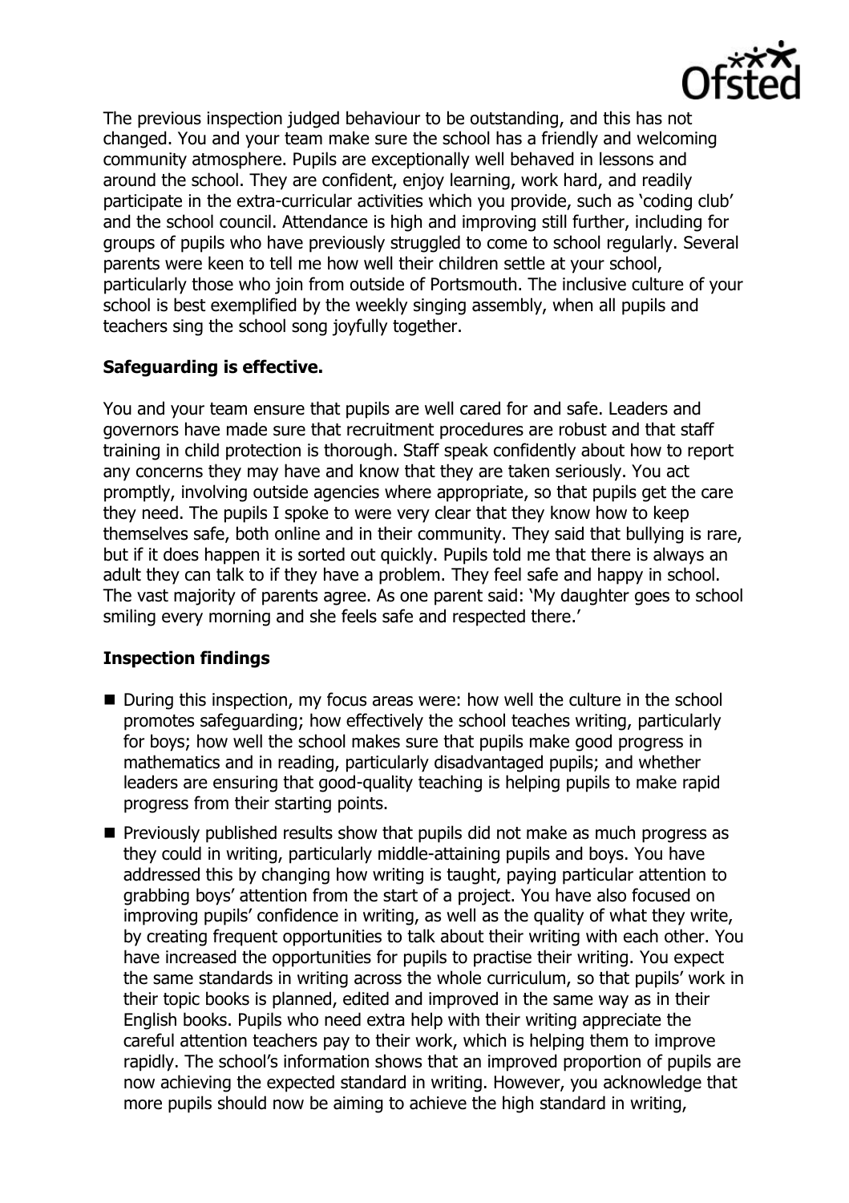The previous inspection judged behaviour to be outstanding, and this has not changed. You and your team make sure the school has a friendly and welcoming community atmosphere. Pupils are exceptionally well behaved in lessons and around the school. They are confident, enjoy learning, work hard, and readily participate in the extra-curricular activities which you provide, such as 'coding club' and the school council. Attendance is high and improving still further, including for groups of pupils who have previously struggled to come to school regularly. Several parents were keen to tell me how well their children settle at your school, particularly those who join from outside of Portsmouth. The inclusive culture of your school is best exemplified by the weekly singing assembly, when all pupils and teachers sing the school song joyfully together.

## Safeguarding is effective.

You and your team ensure that pupils are well cared for and safe. Leaders and governors have made sure that recruitment procedures are robust and that staff training in child protection is thorough. Staff speak confidently about how to report any concerns they may have and know that they are taken seriously. You act promptly, involving outside agencies where appropriate, so that pupils get the care they need. The pupils I spoke to were very clear that they know how to keep themselves safe, both online and in their community. They said that bullying is rare, but if it does happen it is sorted out quickly. Pupils told me that there is always an adult they can talk to if they have a problem. They feel safe and happy in school. The vast majority of parents agree. As one parent said: 'My daughter goes to school smiling every morning and she feels safe and respected there.'

## Inspection findings

- During this inspection, my focus areas were: how well the culture in the school promotes safeguarding; how effectively the school teaches writing, particularly for boys; how well the school makes sure that pupils make good progress in mathematics and in reading, particularly disadvantaged pupils; and whether leaders are ensuring that good-quality teaching is helping pupils to make rapid progress from their starting points.
- Previously published results show that pupils did not make as much progress as they could in writing, particularly middle-attaining pupils and boys. You have addressed this by changing how writing is taught, paying particular attention to grabbing boys' attention from the start of a project. You have also focused on improving pupils' confidence in writing, as well as the quality of what they write, by creating frequent opportunities to talk about their writing with each other. You have increased the opportunities for pupils to practise their writing. You expect the same standards in writing across the whole curriculum, so that pupils' work in their topic books is planned, edited and improved in the same way as in their English books. Pupils who need extra help with their writing appreciate the careful attention teachers pay to their work, which is helping them to improve rapidly. The school's information shows that an improved proportion of pupils are now achieving the expected standard in writing. However, you acknowledge that more pupils should now be aiming to achieve the high standard in writing,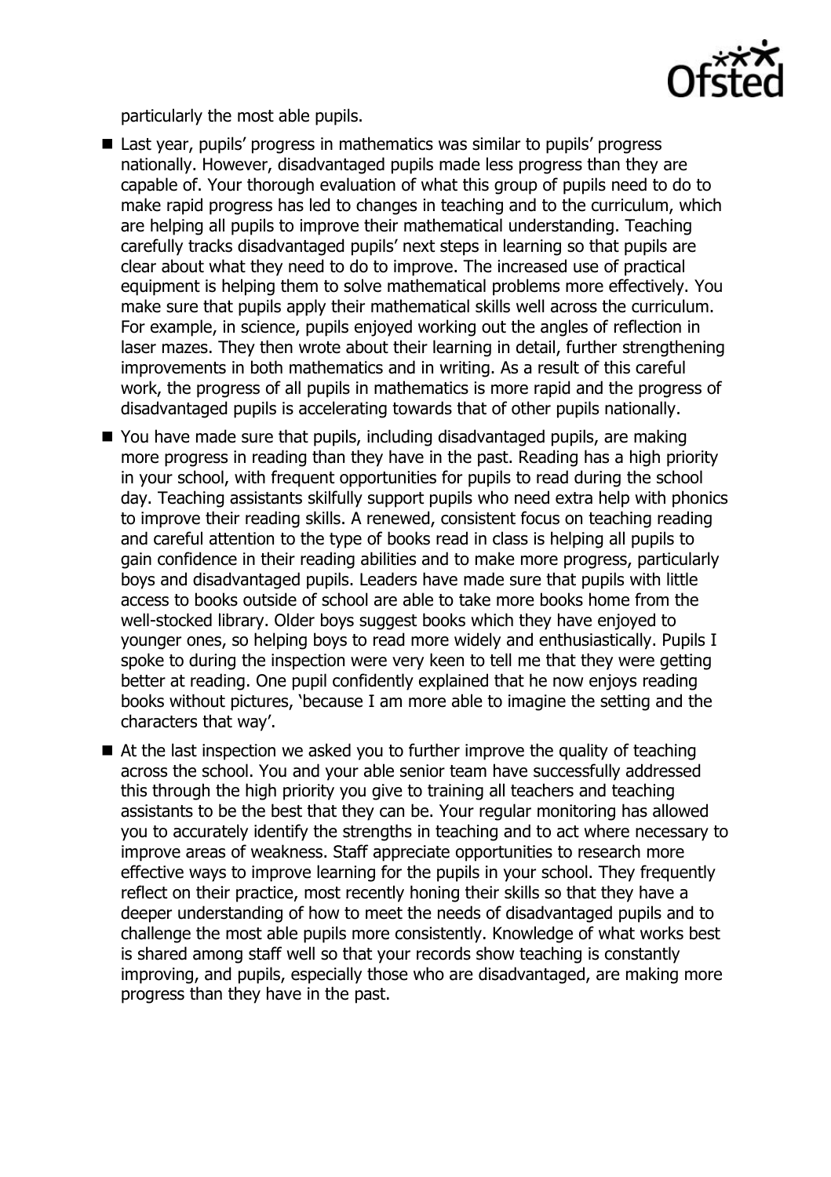particularly the most able pupils.

- Last year, pupils' progress in mathematics was similar to pupils' progress nationally. However, disadvantaged pupils made less progress than they are capable of. Your thorough evaluation of what this group of pupils need to do to make rapid progress has led to changes in teaching and to the curriculum, which are helping all pupils to improve their mathematical understanding. Teaching carefully tracks disadvantaged pupils' next steps in learning so that pupils are clear about what they need to do to improve. The increased use of practical equipment is helping them to solve mathematical problems more effectively. You make sure that pupils apply their mathematical skills well across the curriculum. For example, in science, pupils enjoyed working out the angles of reflection in laser mazes. They then wrote about their learning in detail, further strengthening improvements in both mathematics and in writing. As a result of this careful work, the progress of all pupils in mathematics is more rapid and the progress of disadvantaged pupils is accelerating towards that of other pupils nationally.
- You have made sure that pupils, including disadvantaged pupils, are making more progress in reading than they have in the past. Reading has a high priority in your school, with frequent opportunities for pupils to read during the school day. Teaching assistants skilfully support pupils who need extra help with phonics to improve their reading skills. A renewed, consistent focus on teaching reading and careful attention to the type of books read in class is helping all pupils to gain confidence in their reading abilities and to make more progress, particularly boys and disadvantaged pupils. Leaders have made sure that pupils with little access to books outside of school are able to take more books home from the well-stocked library. Older boys suggest books which they have enjoyed to younger ones, so helping boys to read more widely and enthusiastically. Pupils I spoke to during the inspection were very keen to tell me that they were getting better at reading. One pupil confidently explained that he now enjoys reading books without pictures, 'because I am more able to imagine the setting and the characters that way'.
- At the last inspection we asked you to further improve the quality of teaching across the school. You and your able senior team have successfully addressed this through the high priority you give to training all teachers and teaching assistants to be the best that they can be. Your regular monitoring has allowed you to accurately identify the strengths in teaching and to act where necessary to improve areas of weakness. Staff appreciate opportunities to research more effective ways to improve learning for the pupils in your school. They frequently reflect on their practice, most recently honing their skills so that they have a deeper understanding of how to meet the needs of disadvantaged pupils and to challenge the most able pupils more consistently. Knowledge of what works best is shared among staff well so that your records show teaching is constantly improving, and pupils, especially those who are disadvantaged, are making more progress than they have in the past.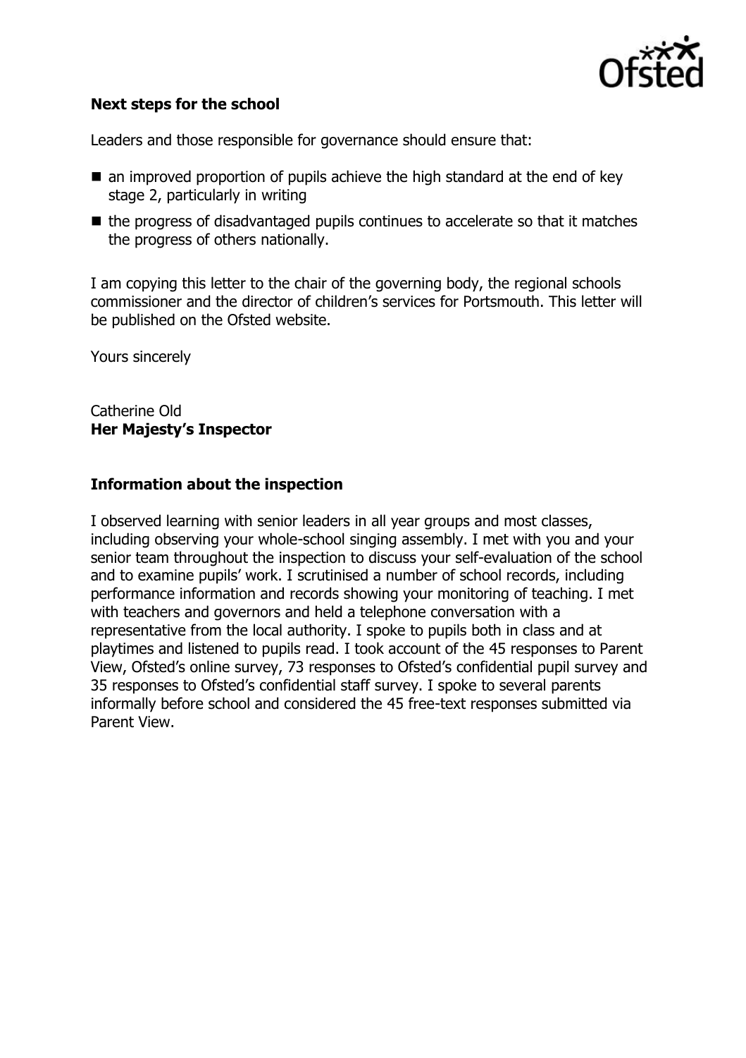**Next steps for the school**

Leaders and those responsible for governance should ensure that:

- an improved proportion of pupils achieve the high standard at the end of key stage 2, particularly in writing
- the progress of disadvantaged pupils continues to accelerate so that it matches the progress of others nationally.

I am copying this letter to the chair of the governing body, the regional schools commissioner and the director of children's services for Portsmouth. This letter will be published on the Ofsted website.

Yours sincerely

Catherine Old
**Her Majesty's Inspector**

**Information about the inspection**

I observed learning with senior leaders in all year groups and most classes, including observing your whole-school singing assembly. I met with you and your senior team throughout the inspection to discuss your self-evaluation of the school and to examine pupils' work. I scrutinised a number of school records, including performance information and records showing your monitoring of teaching. I met with teachers and governors and held a telephone conversation with a representative from the local authority. I spoke to pupils both in class and at playtimes and listened to pupils read. I took account of the 45 responses to Parent View, Ofsted's online survey, 73 responses to Ofsted's confidential pupil survey and 35 responses to Ofsted's confidential staff survey. I spoke to several parents informally before school and considered the 45 free-text responses submitted via Parent View.